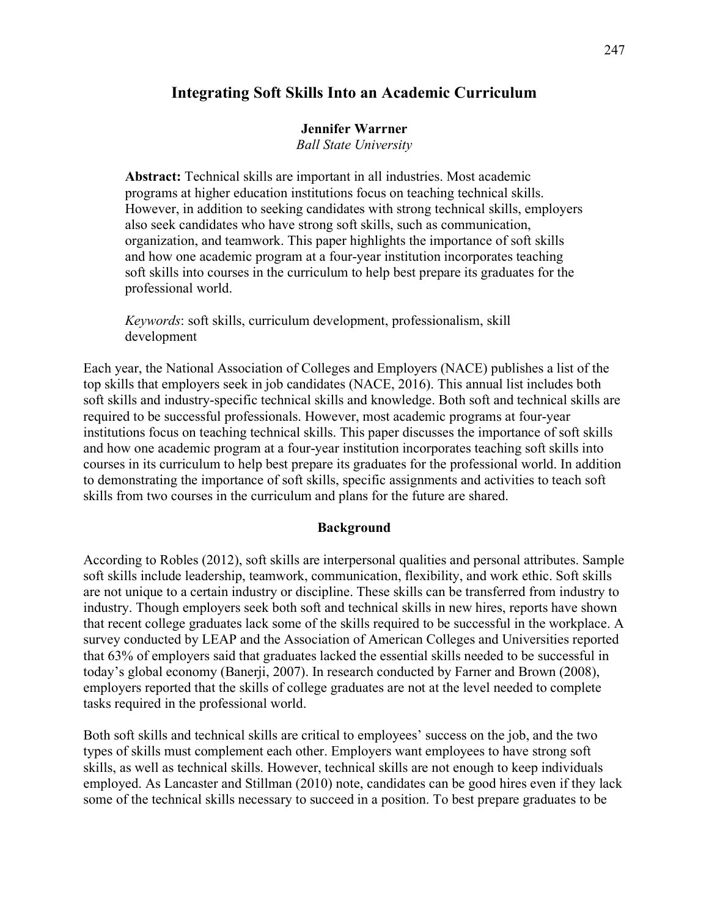# Integrating Soft Skills Into an Academic Curriculum

**Jennifer Warrner**
*Ball State University*

**Abstract:** Technical skills are important in all industries. Most academic programs at higher education institutions focus on teaching technical skills. However, in addition to seeking candidates with strong technical skills, employers also seek candidates who have strong soft skills, such as communication, organization, and teamwork. This paper highlights the importance of soft skills and how one academic program at a four-year institution incorporates teaching soft skills into courses in the curriculum to help best prepare its graduates for the professional world.

*Keywords*: soft skills, curriculum development, professionalism, skill development

Each year, the National Association of Colleges and Employers (NACE) publishes a list of the top skills that employers seek in job candidates (NACE, 2016). This annual list includes both soft skills and industry-specific technical skills and knowledge. Both soft and technical skills are required to be successful professionals. However, most academic programs at four-year institutions focus on teaching technical skills. This paper discusses the importance of soft skills and how one academic program at a four-year institution incorporates teaching soft skills into courses in its curriculum to help best prepare its graduates for the professional world. In addition to demonstrating the importance of soft skills, specific assignments and activities to teach soft skills from two courses in the curriculum and plans for the future are shared.

## Background

According to Robles (2012), soft skills are interpersonal qualities and personal attributes. Sample soft skills include leadership, teamwork, communication, flexibility, and work ethic. Soft skills are not unique to a certain industry or discipline. These skills can be transferred from industry to industry. Though employers seek both soft and technical skills in new hires, reports have shown that recent college graduates lack some of the skills required to be successful in the workplace. A survey conducted by LEAP and the Association of American Colleges and Universities reported that 63% of employers said that graduates lacked the essential skills needed to be successful in today's global economy (Banerji, 2007). In research conducted by Farner and Brown (2008), employers reported that the skills of college graduates are not at the level needed to complete tasks required in the professional world.

Both soft skills and technical skills are critical to employees' success on the job, and the two types of skills must complement each other. Employers want employees to have strong soft skills, as well as technical skills. However, technical skills are not enough to keep individuals employed. As Lancaster and Stillman (2010) note, candidates can be good hires even if they lack some of the technical skills necessary to succeed in a position. To best prepare graduates to be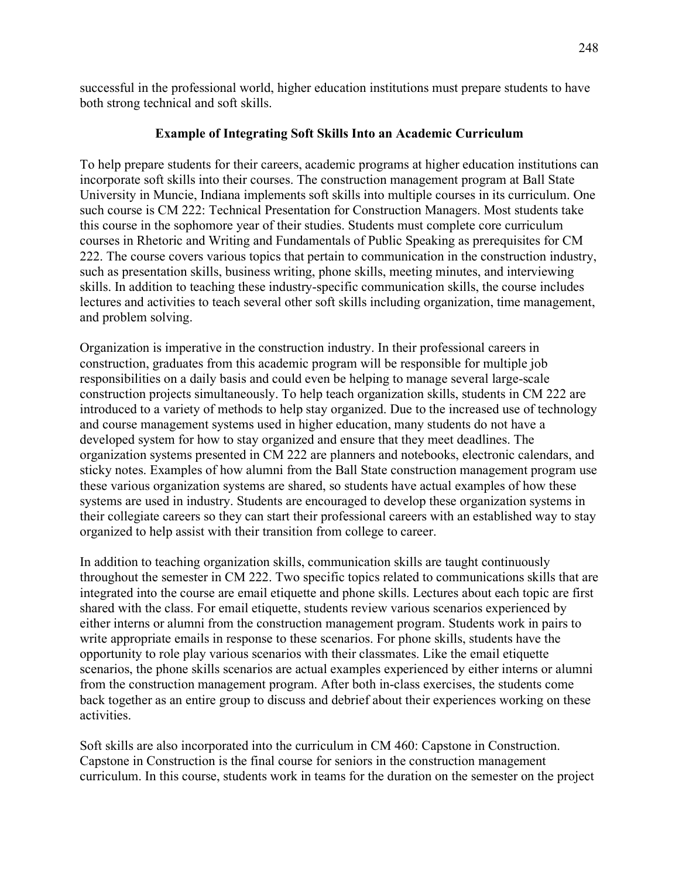successful in the professional world, higher education institutions must prepare students to have both strong technical and soft skills.

## Example of Integrating Soft Skills Into an Academic Curriculum

To help prepare students for their careers, academic programs at higher education institutions can incorporate soft skills into their courses. The construction management program at Ball State University in Muncie, Indiana implements soft skills into multiple courses in its curriculum. One such course is CM 222: Technical Presentation for Construction Managers. Most students take this course in the sophomore year of their studies. Students must complete core curriculum courses in Rhetoric and Writing and Fundamentals of Public Speaking as prerequisites for CM 222. The course covers various topics that pertain to communication in the construction industry, such as presentation skills, business writing, phone skills, meeting minutes, and interviewing skills. In addition to teaching these industry-specific communication skills, the course includes lectures and activities to teach several other soft skills including organization, time management, and problem solving.

Organization is imperative in the construction industry. In their professional careers in construction, graduates from this academic program will be responsible for multiple job responsibilities on a daily basis and could even be helping to manage several large-scale construction projects simultaneously. To help teach organization skills, students in CM 222 are introduced to a variety of methods to help stay organized. Due to the increased use of technology and course management systems used in higher education, many students do not have a developed system for how to stay organized and ensure that they meet deadlines. The organization systems presented in CM 222 are planners and notebooks, electronic calendars, and sticky notes. Examples of how alumni from the Ball State construction management program use these various organization systems are shared, so students have actual examples of how these systems are used in industry. Students are encouraged to develop these organization systems in their collegiate careers so they can start their professional careers with an established way to stay organized to help assist with their transition from college to career.

In addition to teaching organization skills, communication skills are taught continuously throughout the semester in CM 222. Two specific topics related to communications skills that are integrated into the course are email etiquette and phone skills. Lectures about each topic are first shared with the class. For email etiquette, students review various scenarios experienced by either interns or alumni from the construction management program. Students work in pairs to write appropriate emails in response to these scenarios. For phone skills, students have the opportunity to role play various scenarios with their classmates. Like the email etiquette scenarios, the phone skills scenarios are actual examples experienced by either interns or alumni from the construction management program. After both in-class exercises, the students come back together as an entire group to discuss and debrief about their experiences working on these activities.

Soft skills are also incorporated into the curriculum in CM 460: Capstone in Construction. Capstone in Construction is the final course for seniors in the construction management curriculum. In this course, students work in teams for the duration on the semester on the project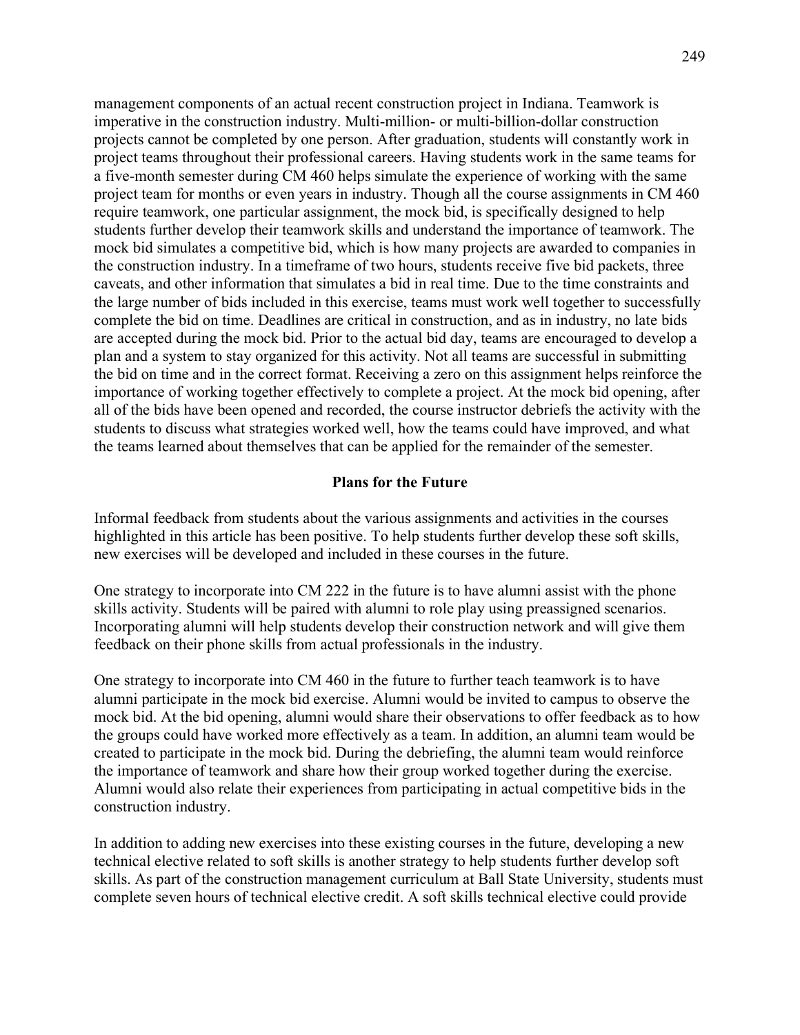management components of an actual recent construction project in Indiana. Teamwork is imperative in the construction industry. Multi-million- or multi-billion-dollar construction projects cannot be completed by one person. After graduation, students will constantly work in project teams throughout their professional careers. Having students work in the same teams for a five-month semester during CM 460 helps simulate the experience of working with the same project team for months or even years in industry. Though all the course assignments in CM 460 require teamwork, one particular assignment, the mock bid, is specifically designed to help students further develop their teamwork skills and understand the importance of teamwork. The mock bid simulates a competitive bid, which is how many projects are awarded to companies in the construction industry. In a timeframe of two hours, students receive five bid packets, three caveats, and other information that simulates a bid in real time. Due to the time constraints and the large number of bids included in this exercise, teams must work well together to successfully complete the bid on time. Deadlines are critical in construction, and as in industry, no late bids are accepted during the mock bid. Prior to the actual bid day, teams are encouraged to develop a plan and a system to stay organized for this activity. Not all teams are successful in submitting the bid on time and in the correct format. Receiving a zero on this assignment helps reinforce the importance of working together effectively to complete a project. At the mock bid opening, after all of the bids have been opened and recorded, the course instructor debriefs the activity with the students to discuss what strategies worked well, how the teams could have improved, and what the teams learned about themselves that can be applied for the remainder of the semester.

## Plans for the Future

Informal feedback from students about the various assignments and activities in the courses highlighted in this article has been positive. To help students further develop these soft skills, new exercises will be developed and included in these courses in the future.

One strategy to incorporate into CM 222 in the future is to have alumni assist with the phone skills activity. Students will be paired with alumni to role play using preassigned scenarios. Incorporating alumni will help students develop their construction network and will give them feedback on their phone skills from actual professionals in the industry.

One strategy to incorporate into CM 460 in the future to further teach teamwork is to have alumni participate in the mock bid exercise. Alumni would be invited to campus to observe the mock bid. At the bid opening, alumni would share their observations to offer feedback as to how the groups could have worked more effectively as a team. In addition, an alumni team would be created to participate in the mock bid. During the debriefing, the alumni team would reinforce the importance of teamwork and share how their group worked together during the exercise. Alumni would also relate their experiences from participating in actual competitive bids in the construction industry.

In addition to adding new exercises into these existing courses in the future, developing a new technical elective related to soft skills is another strategy to help students further develop soft skills. As part of the construction management curriculum at Ball State University, students must complete seven hours of technical elective credit. A soft skills technical elective could provide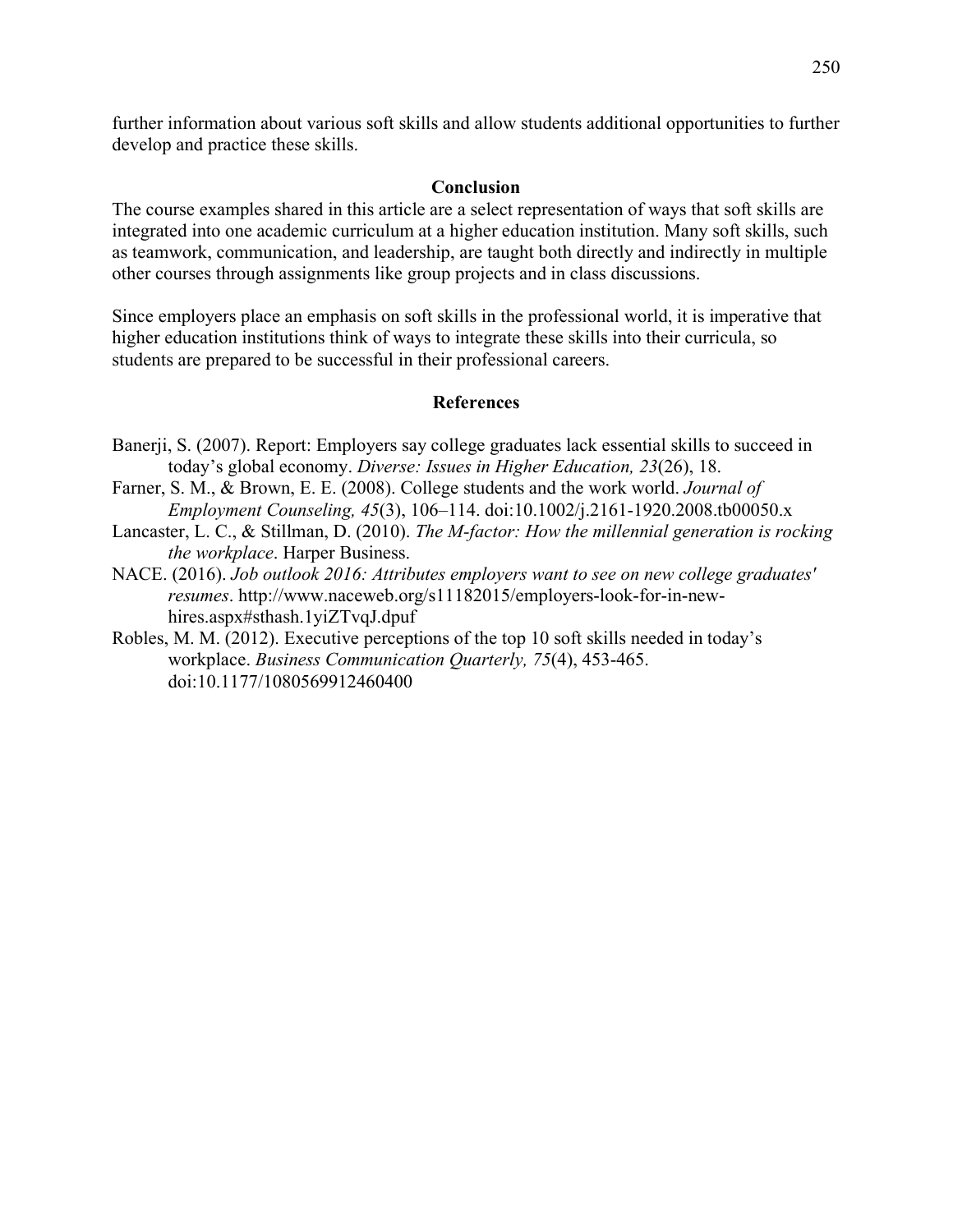further information about various soft skills and allow students additional opportunities to further develop and practice these skills.

## Conclusion

The course examples shared in this article are a select representation of ways that soft skills are integrated into one academic curriculum at a higher education institution. Many soft skills, such as teamwork, communication, and leadership, are taught both directly and indirectly in multiple other courses through assignments like group projects and in class discussions.

Since employers place an emphasis on soft skills in the professional world, it is imperative that higher education institutions think of ways to integrate these skills into their curricula, so students are prepared to be successful in their professional careers.

## References

Banerji, S. (2007). Report: Employers say college graduates lack essential skills to succeed in today's global economy. *Diverse: Issues in Higher Education, 23*(26), 18.

Farner, S. M., & Brown, E. E. (2008). College students and the work world. *Journal of Employment Counseling, 45*(3), 106–114. doi:10.1002/j.2161-1920.2008.tb00050.x

Lancaster, L. C., & Stillman, D. (2010). *The M-factor: How the millennial generation is rocking the workplace*. Harper Business.

NACE. (2016). *Job outlook 2016: Attributes employers want to see on new college graduates' resumes*. http://www.naceweb.org/s11182015/employers-look-for-in-new-hires.aspx#sthash.1yiZTvqJ.dpuf

Robles, M. M. (2012). Executive perceptions of the top 10 soft skills needed in today's workplace. *Business Communication Quarterly, 75*(4), 453-465. doi:10.1177/1080569912460400